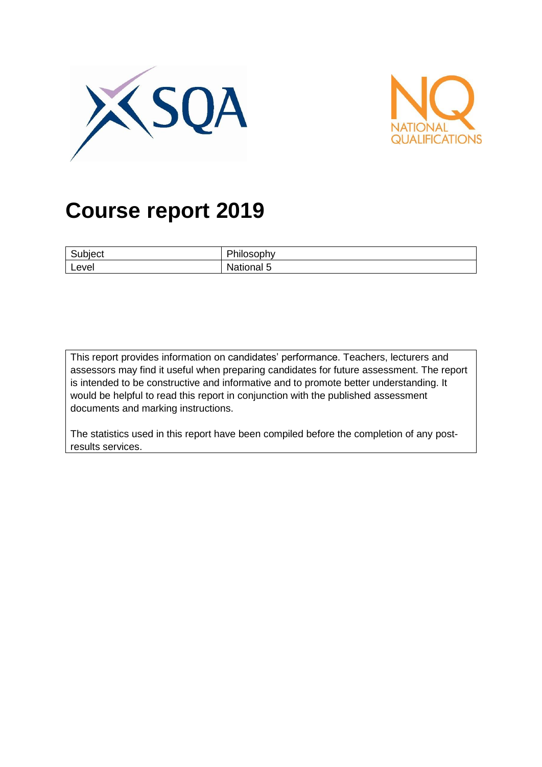# Course report 2019

| Subject | Philosophy |
| --- | --- |
| Level | National 5 |

This report provides information on candidates' performance. Teachers, lecturers and assessors may find it useful when preparing candidates for future assessment. The report is intended to be constructive and informative and to promote better understanding. It would be helpful to read this report in conjunction with the published assessment documents and marking instructions.

The statistics used in this report have been compiled before the completion of any post-results services.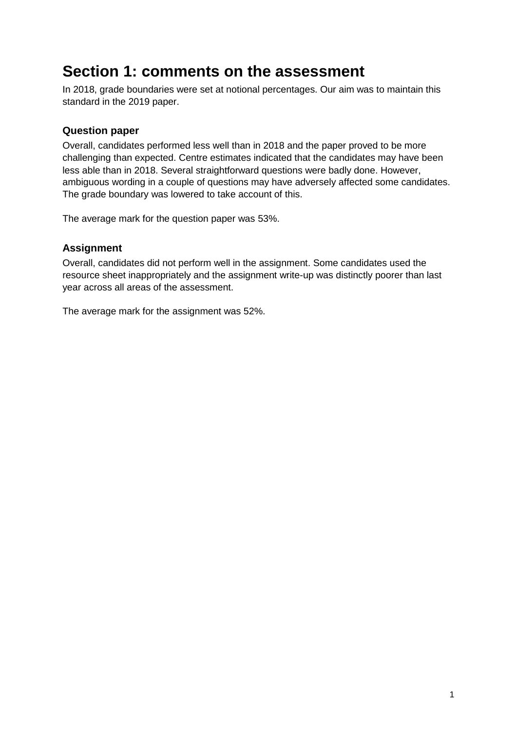# Section 1: comments on the assessment

In 2018, grade boundaries were set at notional percentages. Our aim was to maintain this standard in the 2019 paper.

### Question paper

Overall, candidates performed less well than in 2018 and the paper proved to be more challenging than expected. Centre estimates indicated that the candidates may have been less able than in 2018. Several straightforward questions were badly done. However, ambiguous wording in a couple of questions may have adversely affected some candidates. The grade boundary was lowered to take account of this.

The average mark for the question paper was 53%.

### Assignment

Overall, candidates did not perform well in the assignment. Some candidates used the resource sheet inappropriately and the assignment write-up was distinctly poorer than last year across all areas of the assessment.

The average mark for the assignment was 52%.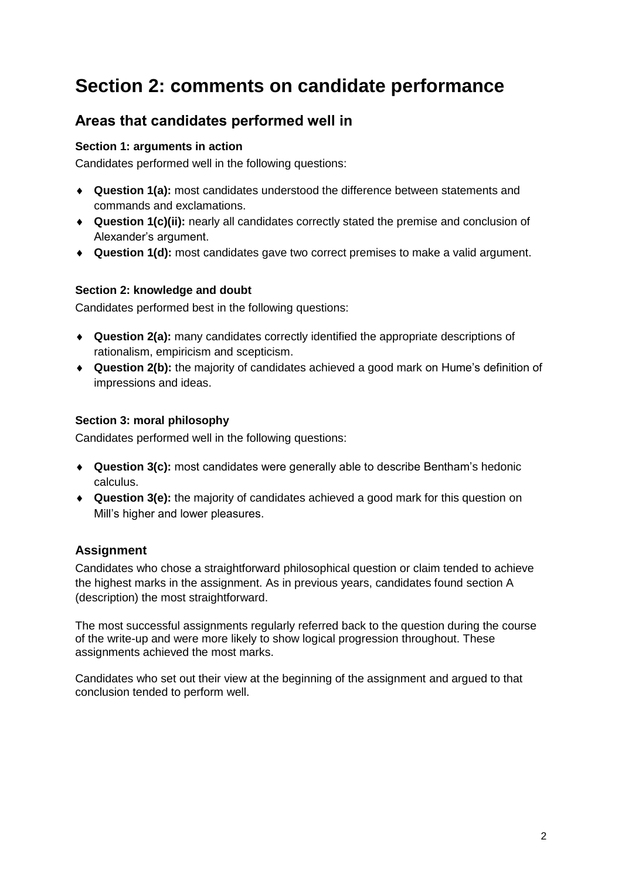# Section 2: comments on candidate performance

## Areas that candidates performed well in

#### Section 1: arguments in action

Candidates performed well in the following questions:

- **Question 1(a):** most candidates understood the difference between statements and commands and exclamations.
- **Question 1(c)(ii):** nearly all candidates correctly stated the premise and conclusion of Alexander's argument.
- **Question 1(d):** most candidates gave two correct premises to make a valid argument.

#### Section 2: knowledge and doubt

Candidates performed best in the following questions:

- **Question 2(a):** many candidates correctly identified the appropriate descriptions of rationalism, empiricism and scepticism.
- **Question 2(b):** the majority of candidates achieved a good mark on Hume's definition of impressions and ideas.

#### Section 3: moral philosophy

Candidates performed well in the following questions:

- **Question 3(c):** most candidates were generally able to describe Bentham's hedonic calculus.
- **Question 3(e):** the majority of candidates achieved a good mark for this question on Mill's higher and lower pleasures.

### Assignment

Candidates who chose a straightforward philosophical question or claim tended to achieve the highest marks in the assignment. As in previous years, candidates found section A (description) the most straightforward.

The most successful assignments regularly referred back to the question during the course of the write-up and were more likely to show logical progression throughout. These assignments achieved the most marks.

Candidates who set out their view at the beginning of the assignment and argued to that conclusion tended to perform well.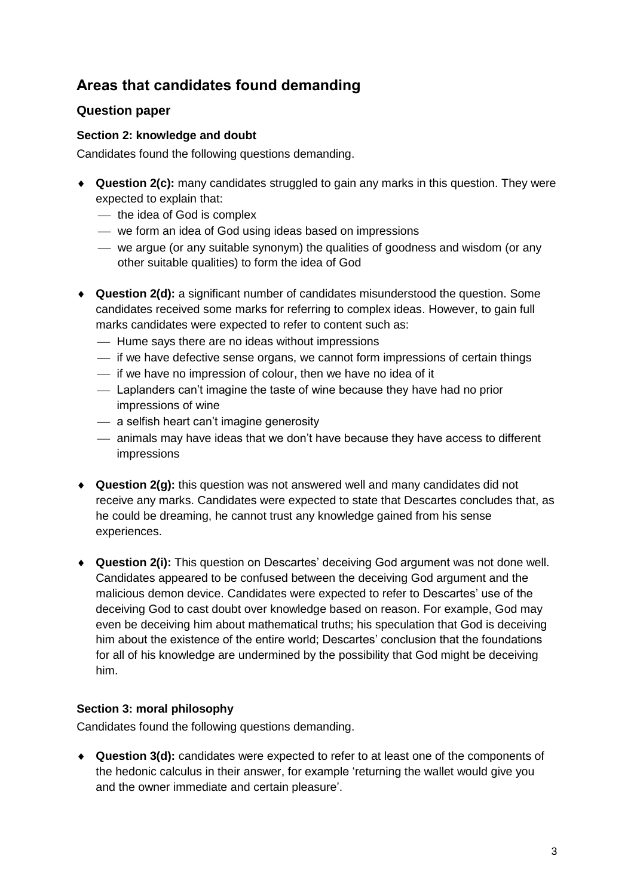## Areas that candidates found demanding

### Question paper

#### Section 2: knowledge and doubt

Candidates found the following questions demanding.

- **Question 2(c):** many candidates struggled to gain any marks in this question. They were expected to explain that:
  - the idea of God is complex
  - we form an idea of God using ideas based on impressions
  - we argue (or any suitable synonym) the qualities of goodness and wisdom (or any other suitable qualities) to form the idea of God
- **Question 2(d):** a significant number of candidates misunderstood the question. Some candidates received some marks for referring to complex ideas. However, to gain full marks candidates were expected to refer to content such as:
  - Hume says there are no ideas without impressions
  - if we have defective sense organs, we cannot form impressions of certain things
  - if we have no impression of colour, then we have no idea of it
  - Laplanders can't imagine the taste of wine because they have had no prior impressions of wine
  - a selfish heart can't imagine generosity
  - animals may have ideas that we don't have because they have access to different impressions
- **Question 2(g):** this question was not answered well and many candidates did not receive any marks. Candidates were expected to state that Descartes concludes that, as he could be dreaming, he cannot trust any knowledge gained from his sense experiences.
- **Question 2(i):** This question on Descartes' deceiving God argument was not done well. Candidates appeared to be confused between the deceiving God argument and the malicious demon device. Candidates were expected to refer to Descartes' use of the deceiving God to cast doubt over knowledge based on reason. For example, God may even be deceiving him about mathematical truths; his speculation that God is deceiving him about the existence of the entire world; Descartes' conclusion that the foundations for all of his knowledge are undermined by the possibility that God might be deceiving him.

#### Section 3: moral philosophy

Candidates found the following questions demanding.

- **Question 3(d):** candidates were expected to refer to at least one of the components of the hedonic calculus in their answer, for example 'returning the wallet would give you and the owner immediate and certain pleasure'.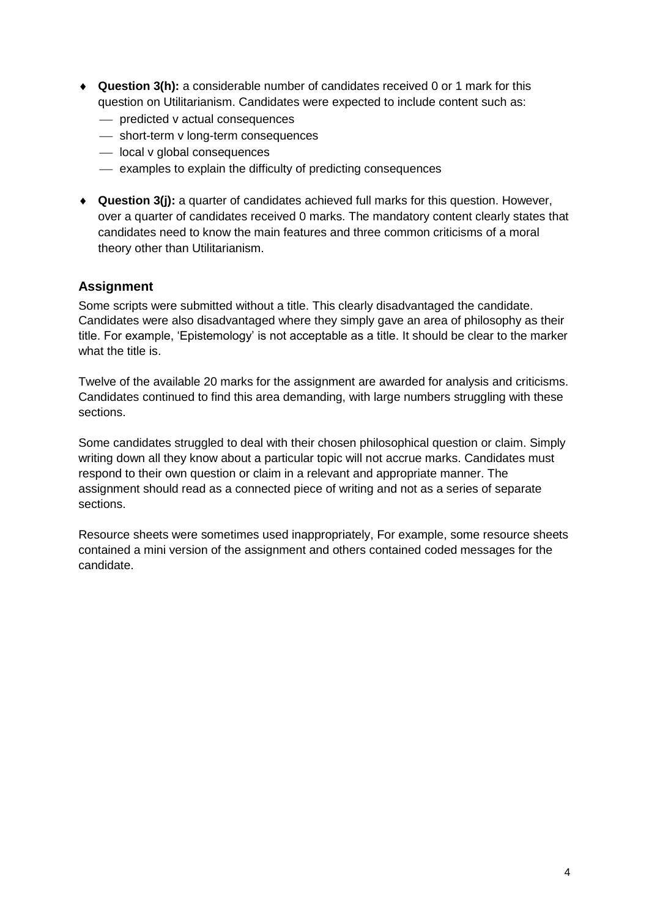- **Question 3(h):** a considerable number of candidates received 0 or 1 mark for this question on Utilitarianism. Candidates were expected to include content such as:
  - predicted v actual consequences
  - short-term v long-term consequences
  - local v global consequences
  - examples to explain the difficulty of predicting consequences

- **Question 3(j):** a quarter of candidates achieved full marks for this question. However, over a quarter of candidates received 0 marks. The mandatory content clearly states that candidates need to know the main features and three common criticisms of a moral theory other than Utilitarianism.

### Assignment

Some scripts were submitted without a title. This clearly disadvantaged the candidate. Candidates were also disadvantaged where they simply gave an area of philosophy as their title. For example, 'Epistemology' is not acceptable as a title. It should be clear to the marker what the title is.

Twelve of the available 20 marks for the assignment are awarded for analysis and criticisms. Candidates continued to find this area demanding, with large numbers struggling with these sections.

Some candidates struggled to deal with their chosen philosophical question or claim. Simply writing down all they know about a particular topic will not accrue marks. Candidates must respond to their own question or claim in a relevant and appropriate manner. The assignment should read as a connected piece of writing and not as a series of separate sections.

Resource sheets were sometimes used inappropriately, For example, some resource sheets contained a mini version of the assignment and others contained coded messages for the candidate.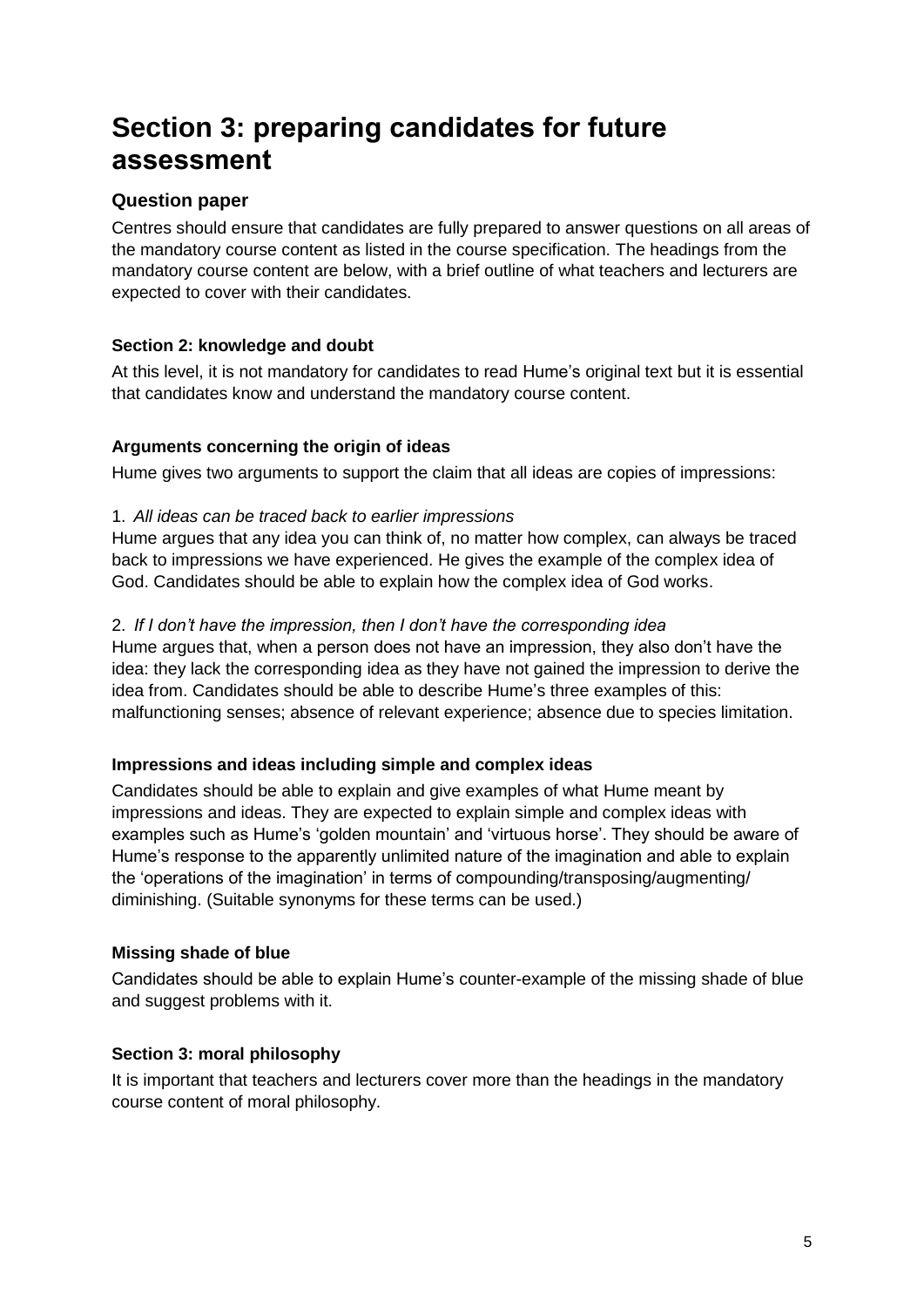# Section 3: preparing candidates for future assessment

## Question paper

Centres should ensure that candidates are fully prepared to answer questions on all areas of the mandatory course content as listed in the course specification. The headings from the mandatory course content are below, with a brief outline of what teachers and lecturers are expected to cover with their candidates.

### Section 2: knowledge and doubt

At this level, it is not mandatory for candidates to read Hume's original text but it is essential that candidates know and understand the mandatory course content.

#### Arguments concerning the origin of ideas

Hume gives two arguments to support the claim that all ideas are copies of impressions:

1. *All ideas can be traced back to earlier impressions*

Hume argues that any idea you can think of, no matter how complex, can always be traced back to impressions we have experienced. He gives the example of the complex idea of God. Candidates should be able to explain how the complex idea of God works.

2. *If I don't have the impression, then I don't have the corresponding idea*

Hume argues that, when a person does not have an impression, they also don't have the idea: they lack the corresponding idea as they have not gained the impression to derive the idea from. Candidates should be able to describe Hume's three examples of this: malfunctioning senses; absence of relevant experience; absence due to species limitation.

#### Impressions and ideas including simple and complex ideas

Candidates should be able to explain and give examples of what Hume meant by impressions and ideas. They are expected to explain simple and complex ideas with examples such as Hume's 'golden mountain' and 'virtuous horse'. They should be aware of Hume's response to the apparently unlimited nature of the imagination and able to explain the 'operations of the imagination' in terms of compounding/transposing/augmenting/diminishing. (Suitable synonyms for these terms can be used.)

#### Missing shade of blue

Candidates should be able to explain Hume's counter-example of the missing shade of blue and suggest problems with it.

### Section 3: moral philosophy

It is important that teachers and lecturers cover more than the headings in the mandatory course content of moral philosophy.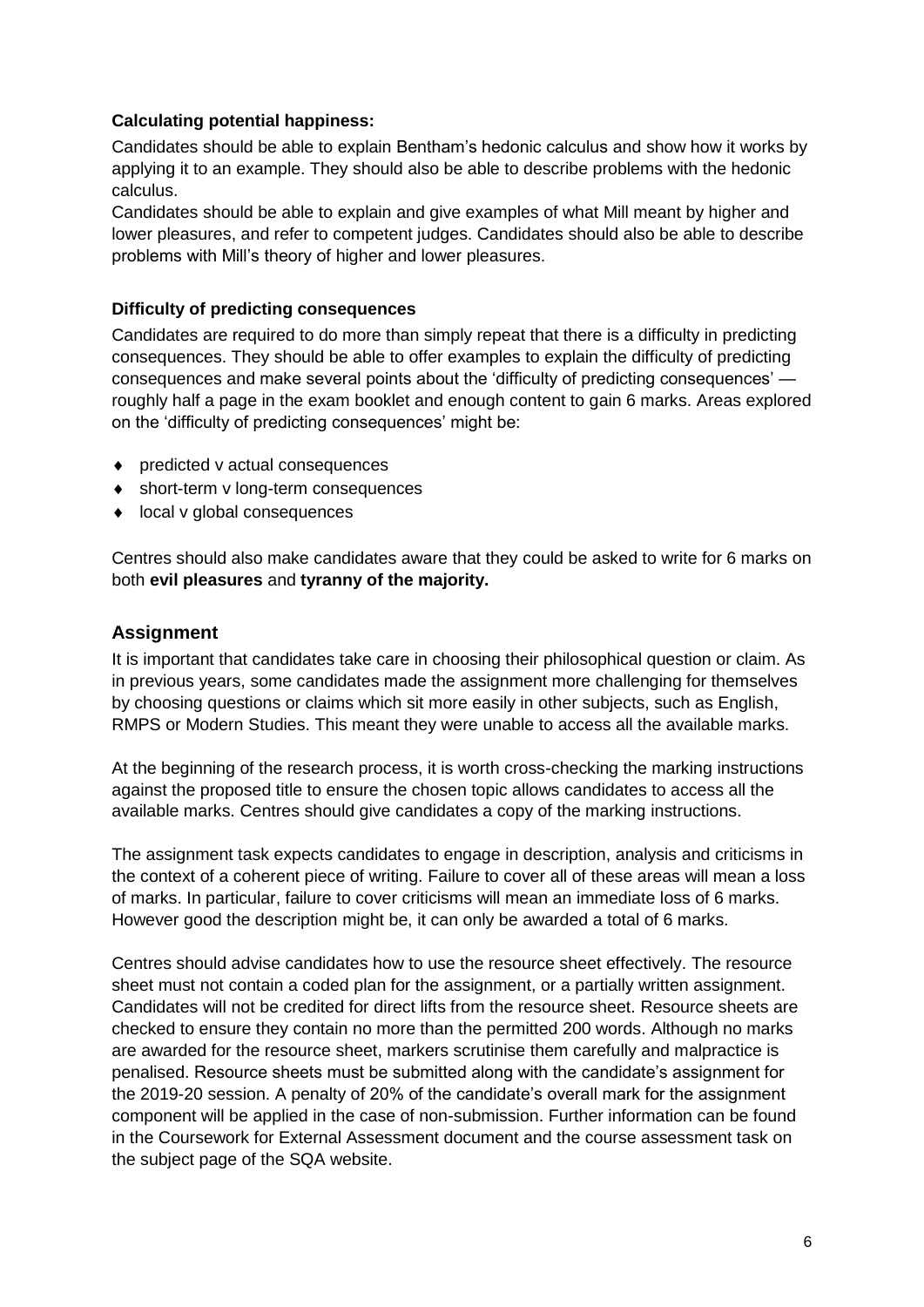**Calculating potential happiness:**

Candidates should be able to explain Bentham's hedonic calculus and show how it works by applying it to an example. They should also be able to describe problems with the hedonic calculus.

Candidates should be able to explain and give examples of what Mill meant by higher and lower pleasures, and refer to competent judges. Candidates should also be able to describe problems with Mill's theory of higher and lower pleasures.

**Difficulty of predicting consequences**

Candidates are required to do more than simply repeat that there is a difficulty in predicting consequences. They should be able to offer examples to explain the difficulty of predicting consequences and make several points about the 'difficulty of predicting consequences' — roughly half a page in the exam booklet and enough content to gain 6 marks. Areas explored on the 'difficulty of predicting consequences' might be:

- predicted v actual consequences
- short-term v long-term consequences
- local v global consequences

Centres should also make candidates aware that they could be asked to write for 6 marks on both **evil pleasures** and **tyranny of the majority.**

## Assignment

It is important that candidates take care in choosing their philosophical question or claim. As in previous years, some candidates made the assignment more challenging for themselves by choosing questions or claims which sit more easily in other subjects, such as English, RMPS or Modern Studies. This meant they were unable to access all the available marks.

At the beginning of the research process, it is worth cross-checking the marking instructions against the proposed title to ensure the chosen topic allows candidates to access all the available marks. Centres should give candidates a copy of the marking instructions.

The assignment task expects candidates to engage in description, analysis and criticisms in the context of a coherent piece of writing. Failure to cover all of these areas will mean a loss of marks. In particular, failure to cover criticisms will mean an immediate loss of 6 marks. However good the description might be, it can only be awarded a total of 6 marks.

Centres should advise candidates how to use the resource sheet effectively. The resource sheet must not contain a coded plan for the assignment, or a partially written assignment. Candidates will not be credited for direct lifts from the resource sheet. Resource sheets are checked to ensure they contain no more than the permitted 200 words. Although no marks are awarded for the resource sheet, markers scrutinise them carefully and malpractice is penalised. Resource sheets must be submitted along with the candidate's assignment for the 2019-20 session. A penalty of 20% of the candidate's overall mark for the assignment component will be applied in the case of non-submission. Further information can be found in the Coursework for External Assessment document and the course assessment task on the subject page of the SQA website.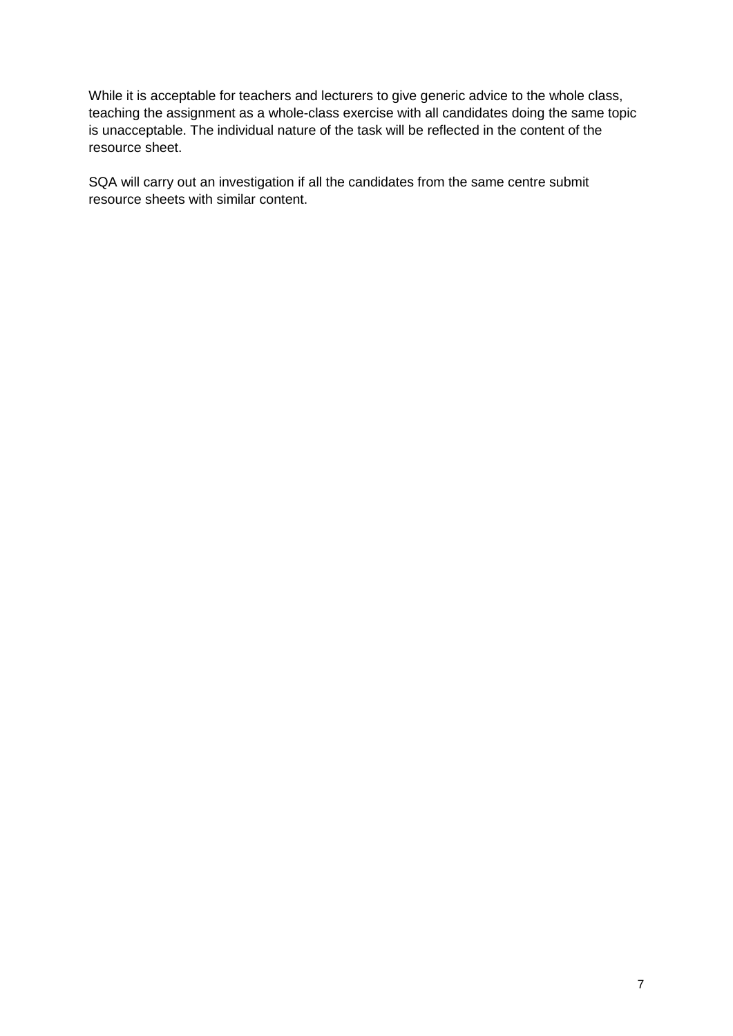While it is acceptable for teachers and lecturers to give generic advice to the whole class, teaching the assignment as a whole-class exercise with all candidates doing the same topic is unacceptable. The individual nature of the task will be reflected in the content of the resource sheet.

SQA will carry out an investigation if all the candidates from the same centre submit resource sheets with similar content.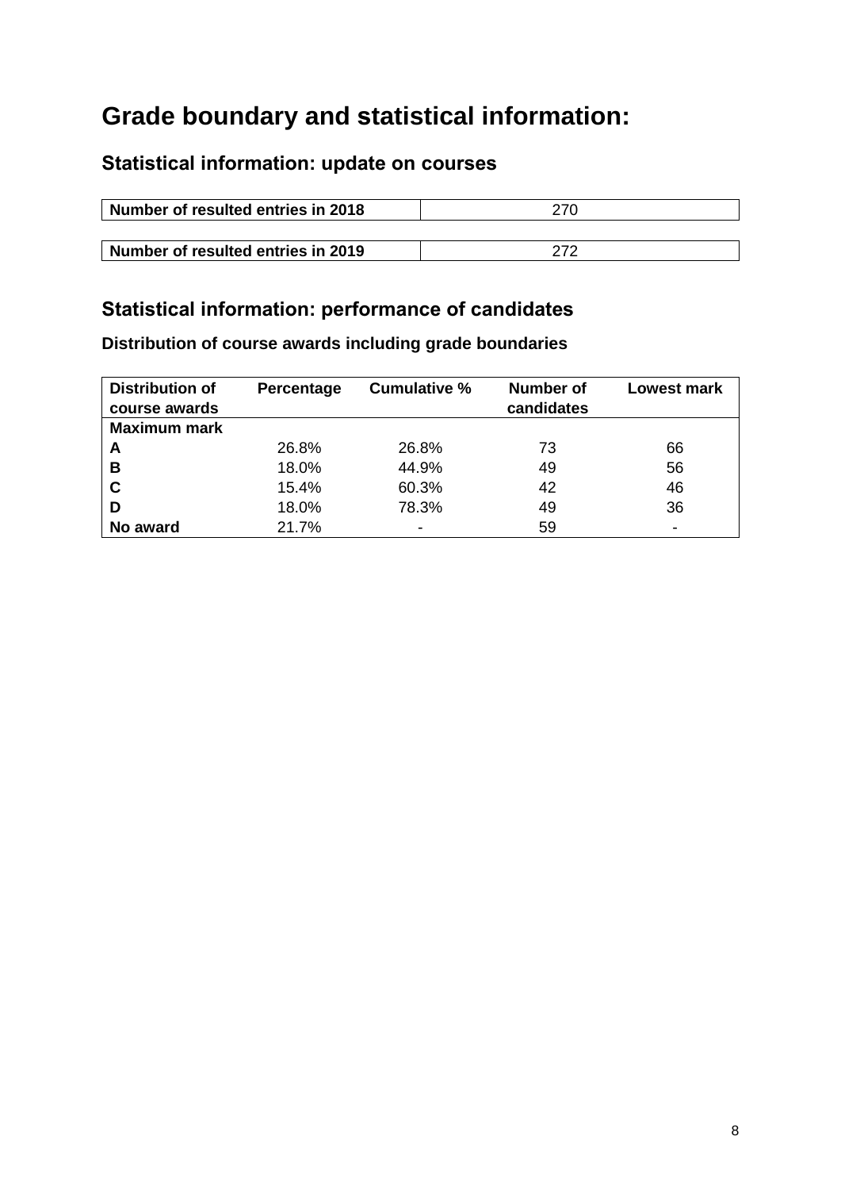# Grade boundary and statistical information:

## Statistical information: update on courses

| Number of resulted entries in 2018 | 270 |
|---|---|

| Number of resulted entries in 2019 | 272 |
|---|---|

## Statistical information: performance of candidates

### Distribution of course awards including grade boundaries

| Distribution of course awards | Percentage | Cumulative % | Number of candidates | Lowest mark |
|---|---|---|---|---|
| **Maximum mark** | | | | |
| **A** | 26.8% | 26.8% | 73 | 66 |
| **B** | 18.0% | 44.9% | 49 | 56 |
| **C** | 15.4% | 60.3% | 42 | 46 |
| **D** | 18.0% | 78.3% | 49 | 36 |
| **No award** | 21.7% | - | 59 | - |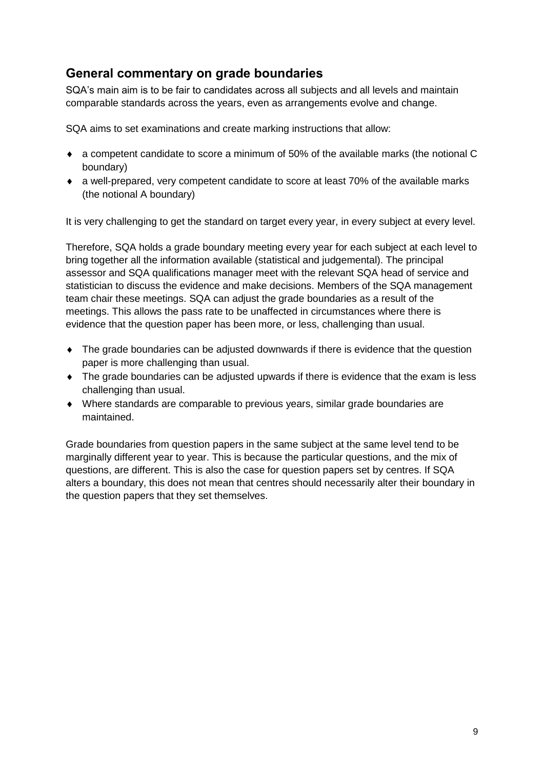## General commentary on grade boundaries

SQA's main aim is to be fair to candidates across all subjects and all levels and maintain comparable standards across the years, even as arrangements evolve and change.

SQA aims to set examinations and create marking instructions that allow:

- a competent candidate to score a minimum of 50% of the available marks (the notional C boundary)
- a well-prepared, very competent candidate to score at least 70% of the available marks (the notional A boundary)

It is very challenging to get the standard on target every year, in every subject at every level.

Therefore, SQA holds a grade boundary meeting every year for each subject at each level to bring together all the information available (statistical and judgemental). The principal assessor and SQA qualifications manager meet with the relevant SQA head of service and statistician to discuss the evidence and make decisions. Members of the SQA management team chair these meetings. SQA can adjust the grade boundaries as a result of the meetings. This allows the pass rate to be unaffected in circumstances where there is evidence that the question paper has been more, or less, challenging than usual.

- The grade boundaries can be adjusted downwards if there is evidence that the question paper is more challenging than usual.
- The grade boundaries can be adjusted upwards if there is evidence that the exam is less challenging than usual.
- Where standards are comparable to previous years, similar grade boundaries are maintained.

Grade boundaries from question papers in the same subject at the same level tend to be marginally different year to year. This is because the particular questions, and the mix of questions, are different. This is also the case for question papers set by centres. If SQA alters a boundary, this does not mean that centres should necessarily alter their boundary in the question papers that they set themselves.